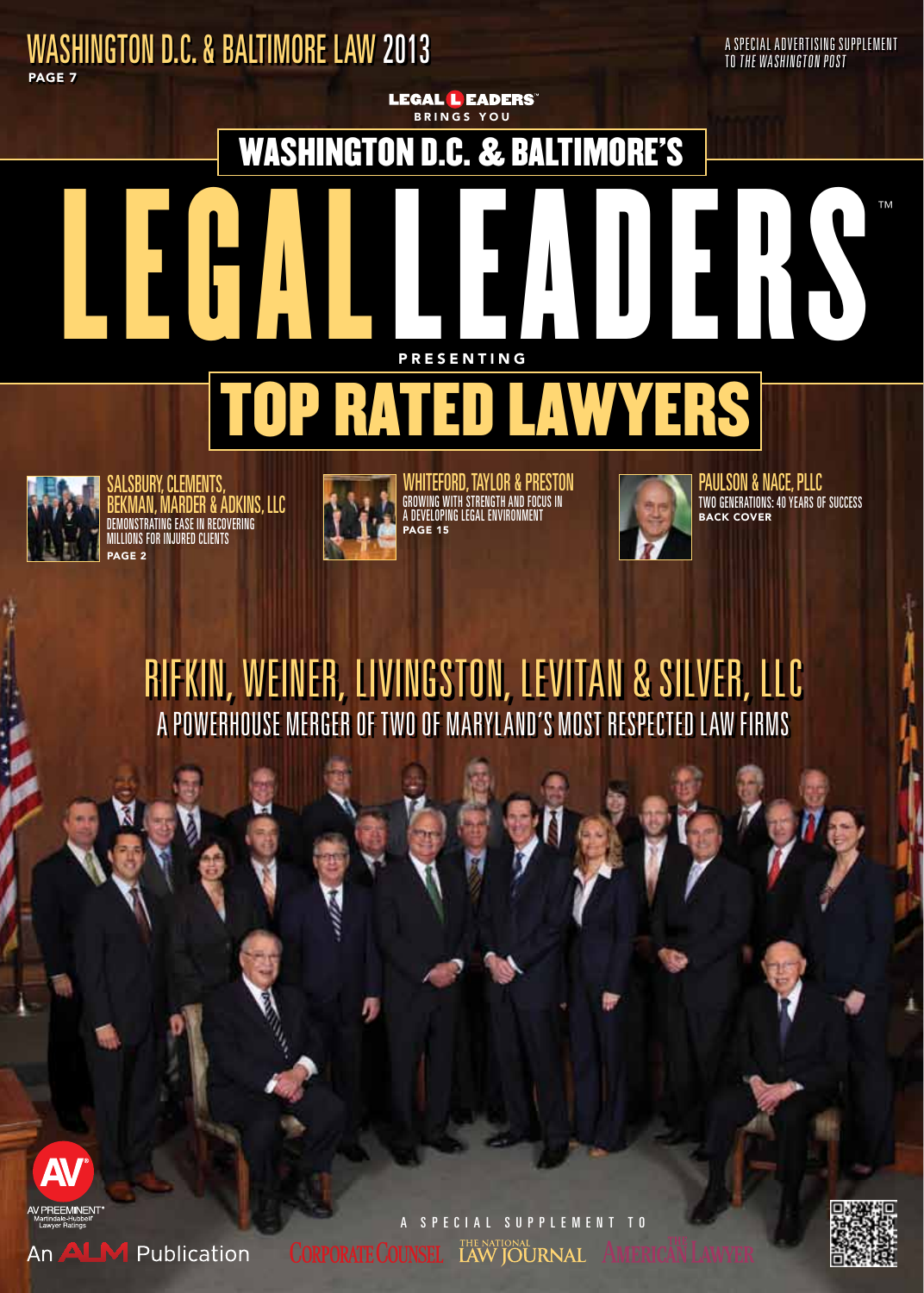WASHINGTON D.C. & BALTIMORE LAW 2013

PAGE 7

A SPECIAL ADVERTISING SUPPLEMENT TO *THE WASHINGTON POST*

LEGAL LEADERS™ BRINGS YOU

# WASHINGTON D.C. & BALTIMORE'S LEGAL LEADERS™

PRESENTING

# TOP RATED LAWYERS

**SALSBURY, CLEMENTS, BEKMAN, MARDER & ADKINS, LLC**
DEMONSTRATING EASE IN RECOVERING MILLIONS FOR INJURED CLIENTS
PAGE 2

**WHITEFORD, TAYLOR & PRESTON**
GROWING WITH STRENGTH AND FOCUS IN A DEVELOPING LEGAL ENVIRONMENT
PAGE 15

**PAULSON & NACE, PLLC**
TWO GENERATIONS: 40 YEARS OF SUCCESS
BACK COVER

## RIFKIN, WEINER, LIVINGSTON, LEVITAN & SILVER, LLC

A POWERHOUSE MERGER OF TWO OF MARYLAND'S MOST RESPECTED LAW FIRMS

AV PREEMINENT® Martindale-Hubbell® Lawyer Ratings

An ALM Publication

A SPECIAL SUPPLEMENT TO CORPORATE COUNSEL, THE NATIONAL LAW JOURNAL, THE AMERICAN LAWYER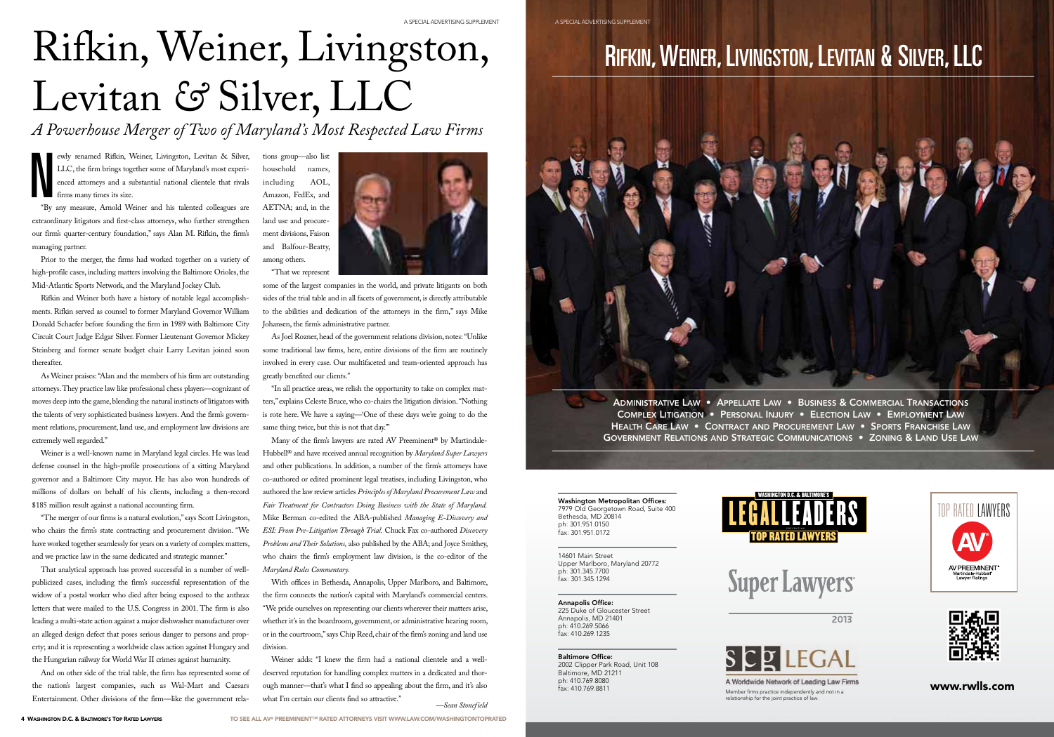# Rifkin, Weiner, Livingston, Levitan & Silver, LLC

*A Powerhouse Merger of Two of Maryland's Most Respected Law Firms*

Newly renamed Rifkin, Weiner, Livingston, Levitan & Silver, LLC, the firm brings together some of Maryland's most experienced attorneys and a substantial national clientele that rivals firms many times its size.

"By any measure, Arnold Weiner and his talented colleagues are extraordinary litigators and first-class attorneys, who further strengthen our firm's quarter-century foundation," says Alan M. Rifkin, the firm's managing partner.

Prior to the merger, the firms had worked together on a variety of high-profile cases, including matters involving the Baltimore Orioles, the Mid-Atlantic Sports Network, and the Maryland Jockey Club.

Rifkin and Weiner both have a history of notable legal accomplishments. Rifkin served as counsel to former Maryland Governor William Donald Schaefer before founding the firm in 1989 with Baltimore City Circuit Court Judge Edgar Silver. Former Lieutenant Governor Mickey Steinberg and former senate budget chair Larry Levitan joined soon thereafter.

As Weiner praises: "Alan and the members of his firm are outstanding attorneys. They practice law like professional chess players—cognizant of moves deep into the game, blending the natural instincts of litigators with the talents of very sophisticated business lawyers. And the firm's government relations, procurement, land use, and employment law divisions are extremely well regarded."

Weiner is a well-known name in Maryland legal circles. He was lead defense counsel in the high-profile prosecutions of a sitting Maryland governor and a Baltimore City mayor. He has also won hundreds of millions of dollars on behalf of his clients, including a then-record $185 million result against a national accounting firm.

"The merger of our firms is a natural evolution," says Scott Livingston, who chairs the firm's state contracting and procurement division. "We have worked together seamlessly for years on a variety of complex matters, and we practice law in the same dedicated and strategic manner."

That analytical approach has proved successful in a number of well-publicized cases, including the firm's successful representation of the widow of a postal worker who died after being exposed to the anthrax letters that were mailed to the U.S. Congress in 2001. The firm is also leading a multi-state action against a major dishwasher manufacturer over an alleged design defect that poses serious danger to persons and property; and it is representing a worldwide class action against Hungary and the Hungarian railway for World War II crimes against humanity.

And on other side of the trial table, the firm has represented some of the nation's largest companies, such as Wal-Mart and Caesars Entertainment. Other divisions of the firm—like the government relations group—also list household names, including AOL, Amazon, FedEx, and AETNA; and, in the land use and procurement divisions, Faison and Balfour-Beatty, among others.

"That we represent some of the largest companies in the world, and private litigants on both sides of the trial table and in all facets of government, is directly attributable to the abilities and dedication of the attorneys in the firm," says Mike Johansen, the firm's administrative partner.

As Joel Rozner, head of the government relations division, notes: "Unlike some traditional law firms, here, entire divisions of the firm are routinely involved in every case. Our multifaceted and team-oriented approach has greatly benefited our clients."

"In all practice areas, we relish the opportunity to take on complex matters," explains Celeste Bruce, who co-chairs the litigation division. "Nothing is rote here. We have a saying—'One of these days we're going to do the same thing twice, but this is not that day.'"

Many of the firm's lawyers are rated AV Preeminent® by Martindale-Hubbell® and have received annual recognition by *Maryland Super Lawyers* and other publications. In addition, a number of the firm's attorneys have co-authored or edited prominent legal treatises, including Livingston, who authored the law review articles *Principles of Maryland Procurement Law* and *Fair Treatment for Contractors Doing Business with the State of Maryland.* Mike Berman co-edited the ABA-published *Managing E-Discovery and ESI: From Pre-Litigation Through Trial.* Chuck Fax co-authored *Discovery Problems and Their Solutions,* also published by the ABA; and Joyce Smithey, who chairs the firm's employment law division, is the co-editor of the *Maryland Rules Commentary.*

With offices in Bethesda, Annapolis, Upper Marlboro, and Baltimore, the firm connects the nation's capital with Maryland's commercial centers. "We pride ourselves on representing our clients wherever their matters arise, whether it's in the boardroom, government, or administrative hearing room, or in the courtroom," says Chip Reed, chair of the firm's zoning and land use division.

Weiner adds: "I knew the firm had a national clientele and a well-deserved reputation for handling complex matters in a dedicated and thorough manner—that's what I find so appealing about the firm, and it's also what I'm certain our clients find so attractive."

—*Sean Stonefield*

TO SEE ALL AV® PREEMINENT™ RATED ATTORNEYS VISIT WWW.LAW.COM/WASHINGTONTOPRATED

# Rifkin, Weiner, Livingston, Levitan & Silver, LLC

Administrative Law • Appellate Law • Business & Commercial Transactions
Complex Litigation • Personal Injury • Election Law • Employment Law
Health Care Law • Contract and Procurement Law • Sports Franchise Law
Government Relations and Strategic Communications • Zoning & Land Use Law

**Washington Metropolitan Offices:**
7979 Old Georgetown Road, Suite 400
Bethesda, MD 20814
ph: 301.951.0150
fax: 301.951.0172

14601 Main Street
Upper Marlboro, Maryland 20772
ph: 301.345.7700
fax: 301.345.1294

**Annapolis Office:**
225 Duke of Gloucester Street
Annapolis, MD 21401
ph: 410.269.5066
fax: 410.269.1235

**Baltimore Office:**
2002 Clipper Park Road, Unit 108
Baltimore, MD 21211
ph: 410.769.8080
fax: 410.769.8811

Washington D.C. & Baltimore's Legal Leaders Top Rated Lawyers

Super Lawyers 2013

SCG Legal
A Worldwide Network of Leading Law Firms
Member firms practice independently and not in a relationship for the joint practice of law.

Top Rated Lawyers
AV Preeminent® Martindale-Hubbell Lawyer Ratings

**www.rwlls.com**